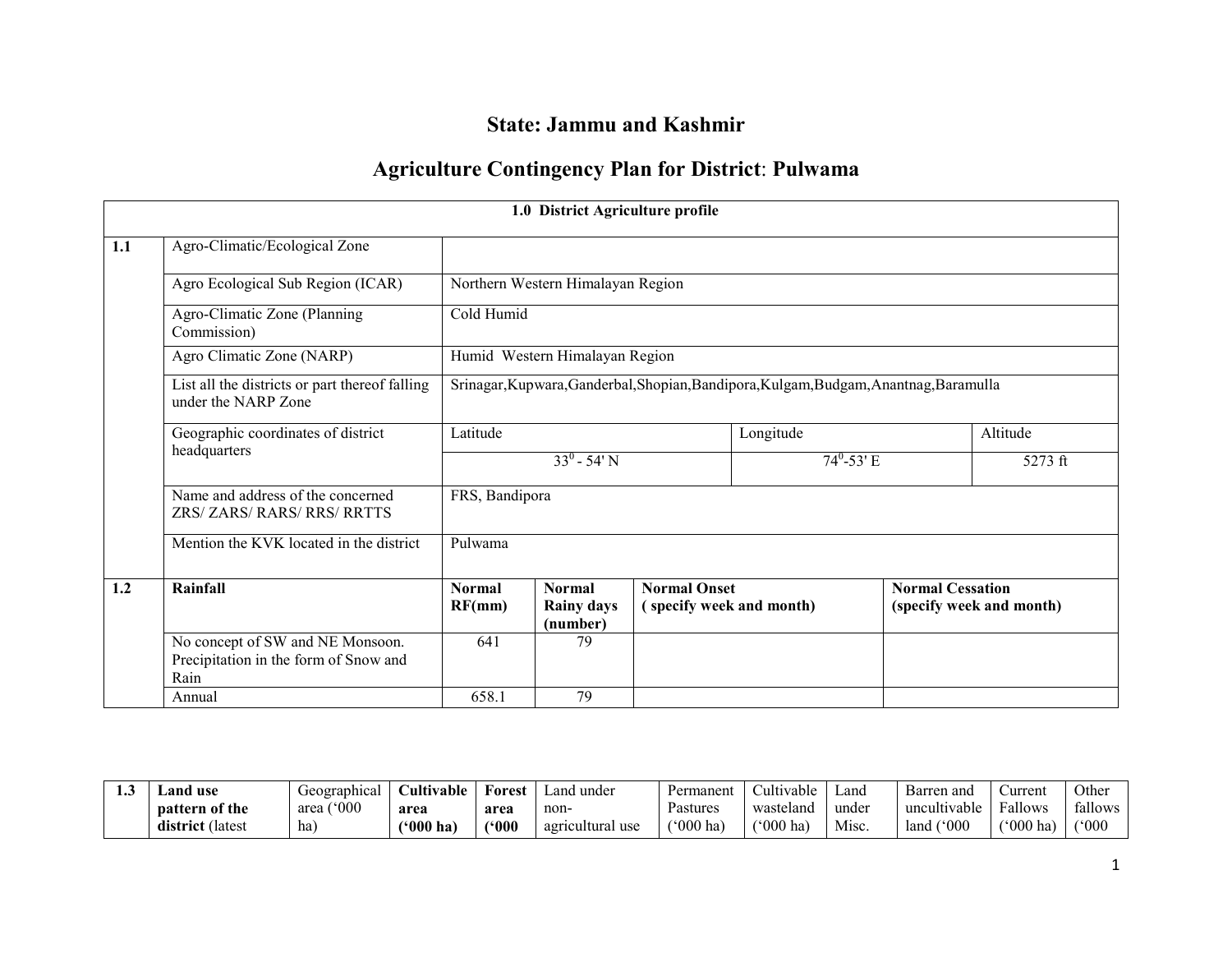# State: Jammu and Kashmir

## Agriculture Contingency Plan for District: Pulwama

| 1.0 District Agriculture profile | | | | | | |
|---|---|---|---|---|---|---|
| **1.1** | Agro-Climatic/Ecological Zone | | | | | |
| | Agro Ecological Sub Region (ICAR) | Northern Western Himalayan Region | | | | |
| | Agro-Climatic Zone (Planning Commission) | Cold Humid | | | | |
| | Agro Climatic Zone (NARP) | Humid Western Himalayan Region | | | | |
| | List all the districts or part thereof falling under the NARP Zone | Srinagar,Kupwara,Ganderbal,Shopian,Bandipora,Kulgam,Budgam,Anantnag,Baramulla | | | | |
| | Geographic coordinates of district headquarters | Latitude | | Longitude | | Altitude |
| | | $33^0$ - 54' N | | $74^0$-53' E | | 5273 ft |
| | Name and address of the concerned ZRS/ ZARS/ RARS/ RRS/ RRTTS | FRS, Bandipora | | | | |
| | Mention the KVK located in the district | Pulwama | | | | |
| **1.2** | **Rainfall** | **Normal RF(mm)** | **Normal Rainy days (number)** | **Normal Onset ( specify week and month)** | | **Normal Cessation (specify week and month)** |
| | No concept of SW and NE Monsoon. Precipitation in the form of Snow and Rain | 641 | 79 | | | |
| | Annual | 658.1 | 79 | | | |

| 1.3 | Land use pattern of the district (latest | Geographical area ('000 ha) | Cultivable area ('000 ha) | Forest area ('000 | Land under non-agricultural use | Permanent Pastures ('000 ha) | Cultivable wasteland ('000 ha) | Land under Misc. | Barren and uncultivable land ('000 | Current Fallows ('000 ha) | Other fallows ('000 |
|---|---|---|---|---|---|---|---|---|---|---|---|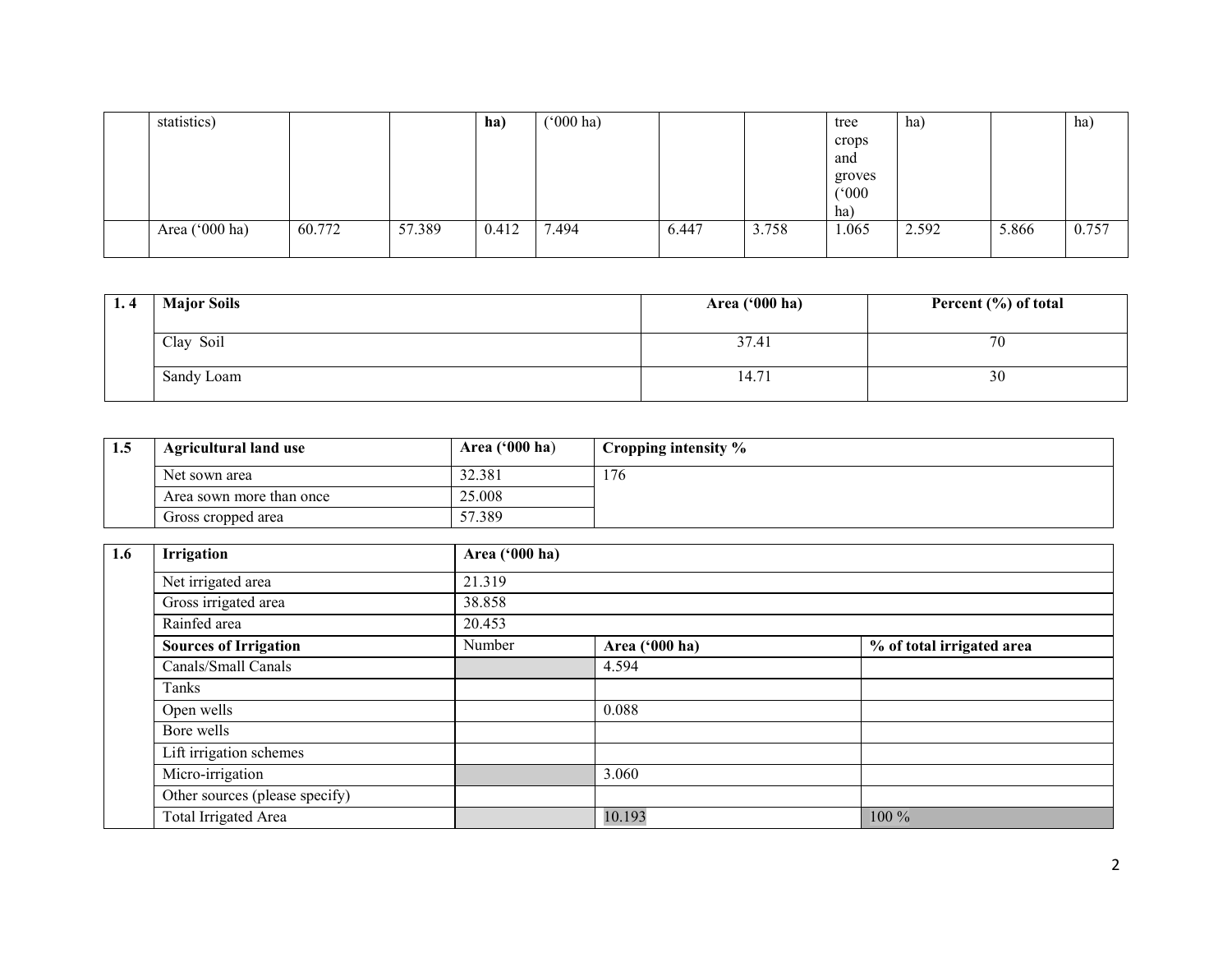|  | statistics) |  |  | ha) | ('000 ha) |  |  | tree crops and groves ('000 ha) | ha) |  | ha) |
|---|---|---|---|---|---|---|---|---|---|---|---|
|  | Area ('000 ha) | 60.772 | 57.389 | 0.412 | 7.494 | 6.447 | 3.758 | 1.065 | 2.592 | 5.866 | 0.757 |

| 1. 4 | Major Soils | Area ('000 ha) | Percent (%) of total |
|---|---|---|---|
|  | Clay Soil | 37.41 | 70 |
|  | Sandy Loam | 14.71 | 30 |

| 1.5 | Agricultural land use | Area ('000 ha) | Cropping intensity % |
|---|---|---|---|
|  | Net sown area | 32.381 | 176 |
|  | Area sown more than once | 25.008 |  |
|  | Gross cropped area | 57.389 |  |

| 1.6 | Irrigation | Area ('000 ha) |  |  |
|---|---|---|---|---|
|  | Net irrigated area | 21.319 |  |  |
|  | Gross irrigated area | 38.858 |  |  |
|  | Rainfed area | 20.453 |  |  |
|  | **Sources of Irrigation** | Number | **Area ('000 ha)** | **% of total irrigated area** |
|  | Canals/Small Canals |  | 4.594 |  |
|  | Tanks |  |  |  |
|  | Open wells |  | 0.088 |  |
|  | Bore wells |  |  |  |
|  | Lift irrigation schemes |  |  |  |
|  | Micro-irrigation |  | 3.060 |  |
|  | Other sources (please specify) |  |  |  |
|  | Total Irrigated Area |  | 10.193 | 100 % |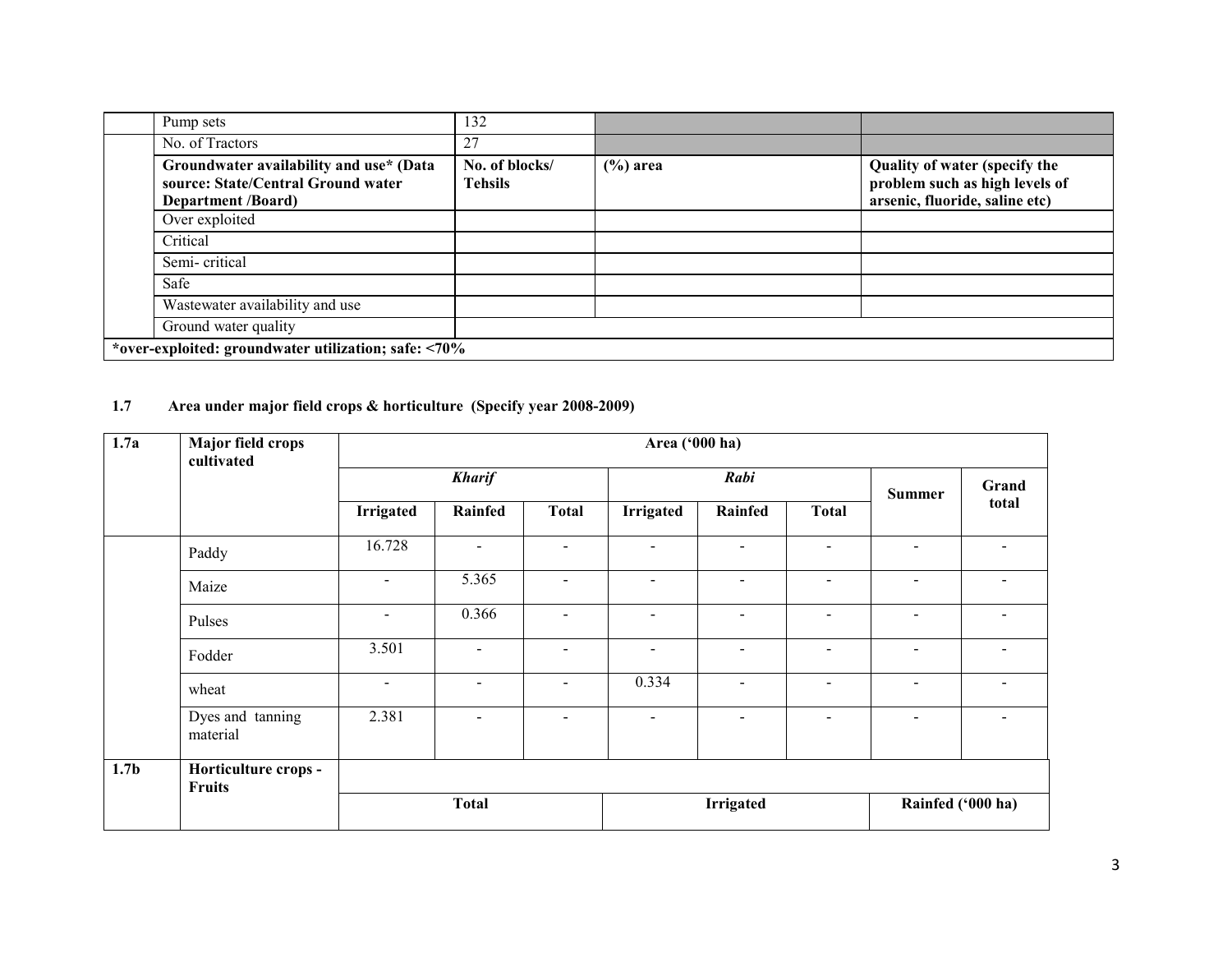| | | | | |
|---|---|---|---|---|
| | Pump sets | 132 | | |
| | No. of Tractors | 27 | | |
| | **Groundwater availability and use* (Data source: State/Central Ground water Department /Board)** | **No. of blocks/ Tehsils** | **(%) area** | **Quality of water (specify the problem such as high levels of arsenic, fluoride, saline etc)** |
| | Over exploited | | | |
| | Critical | | | |
| | Semi- critical | | | |
| | Safe | | | |
| | Wastewater availability and use | | | |
| | Ground water quality | | | |
| ***over-exploited: groundwater utilization; safe: <70%** | | | | |

### 1.7 Area under major field crops & horticulture (Specify year 2008-2009)

| **1.7a** | **Major field crops cultivated** | **Area ('000 ha)** | | | | | | | |
|---|---|---|---|---|---|---|---|---|---|
| | | ***Kharif*** | | | ***Rabi*** | | | **Summer** | **Grand total** |
| | | **Irrigated** | **Rainfed** | **Total** | **Irrigated** | **Rainfed** | **Total** | | |
| | Paddy | 16.728 | - | - | - | - | - | - | - |
| | Maize | - | 5.365 | - | - | - | - | - | - |
| | Pulses | - | 0.366 | - | - | - | - | - | - |
| | Fodder | 3.501 | - | - | - | - | - | - | - |
| | wheat | - | - | - | 0.334 | - | - | - | - |
| | Dyes and tanning material | 2.381 | - | - | - | - | - | - | - |
| **1.7b** | **Horticulture crops - Fruits** | | | | | | | | |
| | | **Total** | | | **Irrigated** | | | **Rainfed ('000 ha)** | |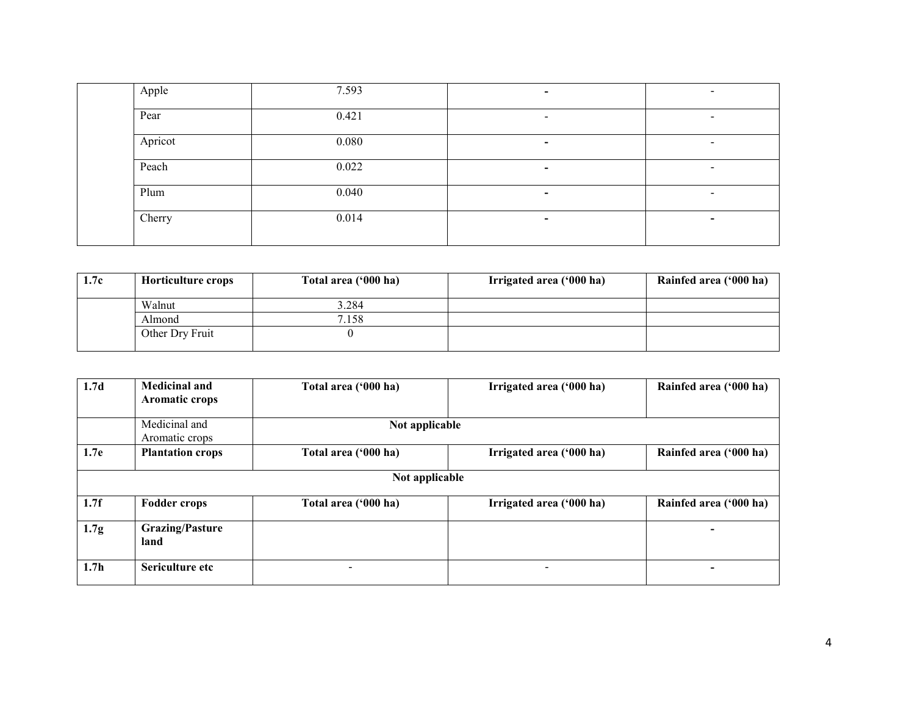|  | Apple | 7.593 | - | - |
| --- | --- | --- | --- | --- |
|  | Pear | 0.421 | - | - |
|  | Apricot | 0.080 | - | - |
|  | Peach | 0.022 | - | - |
|  | Plum | 0.040 | - | - |
|  | Cherry | 0.014 | - | - |

| 1.7c | Horticulture crops | Total area ('000 ha) | Irrigated area ('000 ha) | Rainfed area ('000 ha) |
| --- | --- | --- | --- | --- |
|  | Walnut | 3.284 |  |  |
|  | Almond | 7.158 |  |  |
|  | Other Dry Fruit | 0 |  |  |

| 1.7d | Medicinal and Aromatic crops | Total area ('000 ha) | Irrigated area ('000 ha) | Rainfed area ('000 ha) |
| --- | --- | --- | --- | --- |
|  | Medicinal and Aromatic crops | Not applicable |  |  |
| 1.7e | Plantation crops | Total area ('000 ha) | Irrigated area ('000 ha) | Rainfed area ('000 ha) |
| Not applicable |  |  |  |  |
| 1.7f | Fodder crops | Total area ('000 ha) | Irrigated area ('000 ha) | Rainfed area ('000 ha) |
| 1.7g | Grazing/Pasture land |  |  | - |
| 1.7h | Sericulture etc | - | - | - |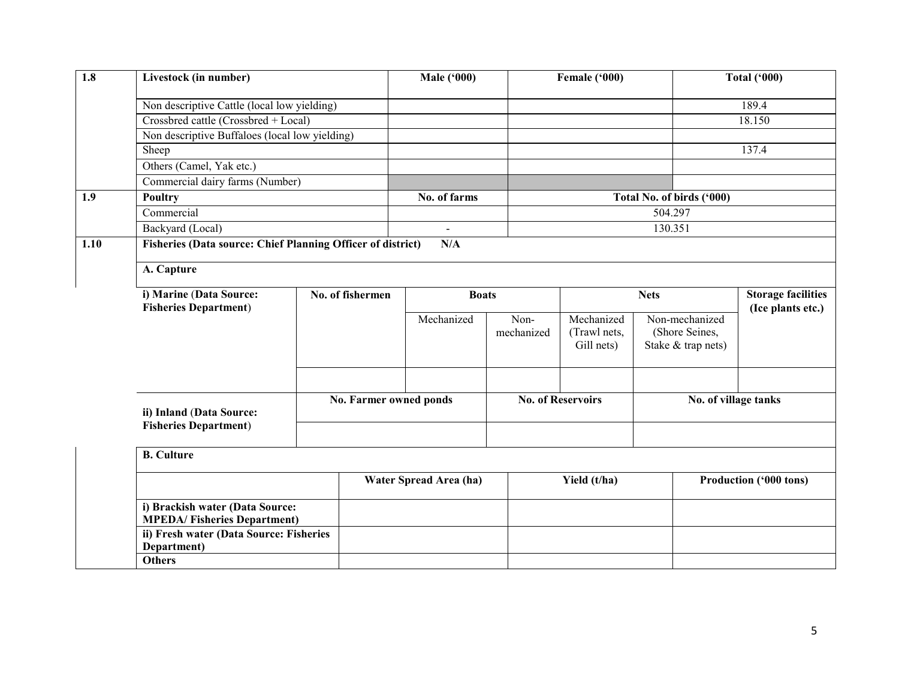| 1.8 | Livestock (in number) | Male ('000) | Female ('000) | Total ('000) |
|---|---|---|---|---|
| | Non descriptive Cattle (local low yielding) | | | 189.4 |
| | Crossbred cattle (Crossbred + Local) | | | 18.150 |
| | Non descriptive Buffaloes (local low yielding) | | | |
| | Sheep | | | 137.4 |
| | Others (Camel, Yak etc.) | | | |
| | Commercial dairy farms (Number) | | | |
| **1.9** | **Poultry** | **No. of farms** | **Total No. of birds ('000)** | |
| | Commercial | | 504.297 | |
| | Backyard (Local) | - | 130.351 | |

**1.10 Fisheries (Data source: Chief Planning Officer of district) N/A**

**A. Capture**

| i) Marine (Data Source: Fisheries Department) | No. of fishermen | Boats | | Nets | | Storage facilities (Ice plants etc.) |
|---|---|---|---|---|---|---|
| | | Mechanized | Non-mechanized | Mechanized (Trawl nets, Gill nets) | Non-mechanized (Shore Seines, Stake & trap nets) | |
| | | | | | | |

| ii) Inland (Data Source: Fisheries Department) | No. Farmer owned ponds | No. of Reservoirs | No. of village tanks |
|---|---|---|---|
| | | | |

**B. Culture**

| | Water Spread Area (ha) | Yield (t/ha) | Production ('000 tons) |
|---|---|---|---|
| **i) Brackish water (Data Source: MPEDA/ Fisheries Department)** | | | |
| **ii) Fresh water (Data Source: Fisheries Department)** | | | |
| **Others** | | | |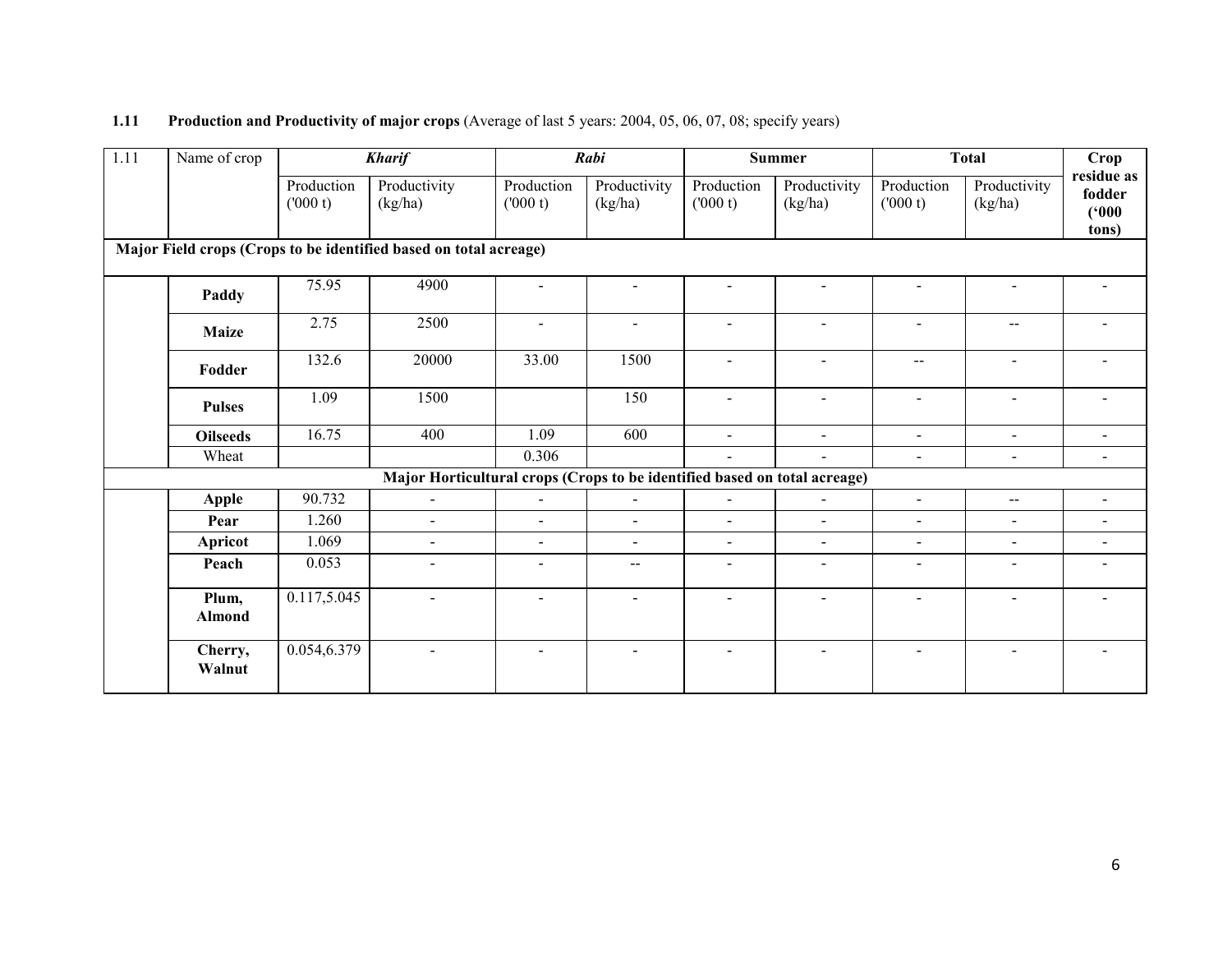**1.11 Production and Productivity of major crops** (Average of last 5 years: 2004, 05, 06, 07, 08; specify years)

| 1.11 | Name of crop | *Kharif* | | *Rabi* | | Summer | | Total | | Crop residue as fodder ('000 tons) |
|---|---|---|---|---|---|---|---|---|---|---|
| | | Production ('000 t) | Productivity (kg/ha) | Production ('000 t) | Productivity (kg/ha) | Production ('000 t) | Productivity (kg/ha) | Production ('000 t) | Productivity (kg/ha) | |
| **Major Field crops (Crops to be identified based on total acreage)** | | | | | | | | | | |
| | **Paddy** | 75.95 | 4900 | - | - | - | - | - | - | - |
| | **Maize** | 2.75 | 2500 | - | - | - | - | - | -- | - |
| | **Fodder** | 132.6 | 20000 | 33.00 | 1500 | - | - | -- | - | - |
| | **Pulses** | 1.09 | 1500 | | 150 | - | - | - | - | - |
| | **Oilseeds** | 16.75 | 400 | 1.09 | 600 | - | - | - | - | - |
| | Wheat | | | 0.306 | | - | - | - | - | - |
| **Major Horticultural crops (Crops to be identified based on total acreage)** | | | | | | | | | | |
| | **Apple** | 90.732 | - | - | - | - | - | - | -- | - |
| | **Pear** | 1.260 | - | - | - | - | - | - | - | - |
| | **Apricot** | 1.069 | - | - | - | - | - | - | - | - |
| | **Peach** | 0.053 | - | - | -- | - | - | - | - | - |
| | **Plum, Almond** | 0.117,5.045 | - | - | - | - | - | - | - | - |
| | **Cherry, Walnut** | 0.054,6.379 | - | - | - | - | - | - | - | - |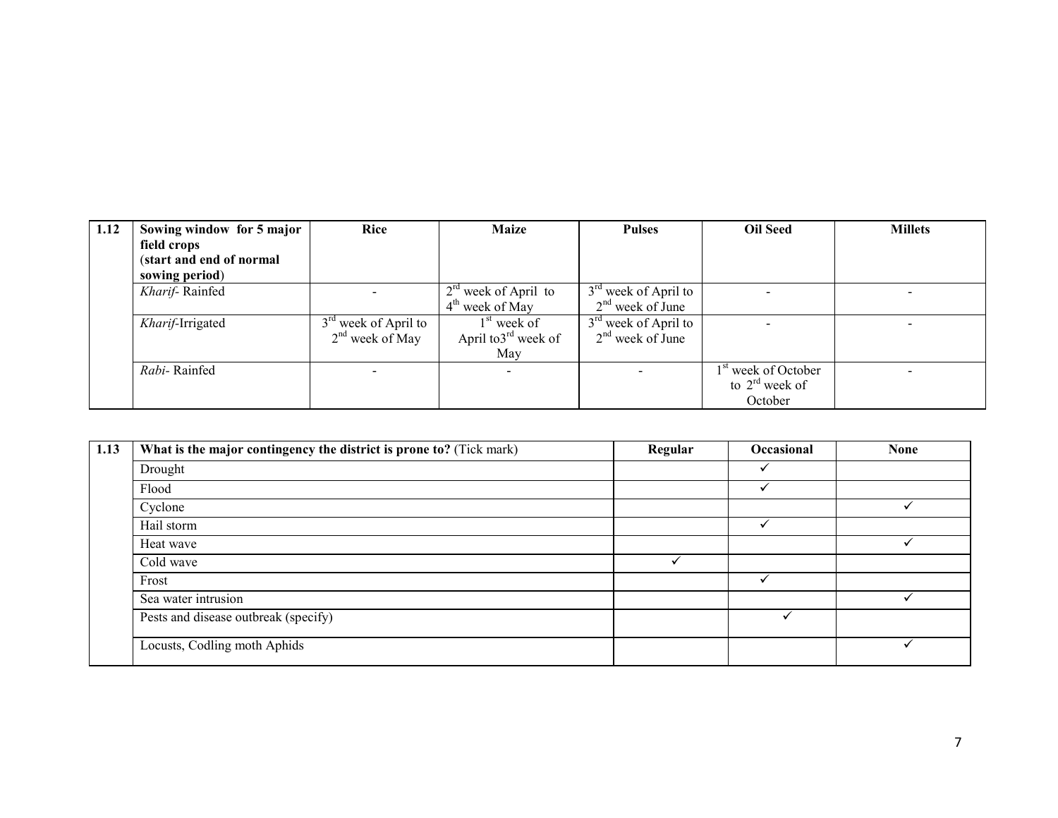| 1.12 | Sowing window for 5 major field crops (start and end of normal sowing period) | Rice | Maize | Pulses | Oil Seed | Millets |
|---|---|---|---|---|---|---|
| | *Kharif*- Rainfed | - | 2rd week of April to 4th week of May | 3rd week of April to 2nd week of June | - | - |
| | *Kharif*-Irrigated | 3rd week of April to 2nd week of May | 1st week of April to3rd week of May | 3rd week of April to 2nd week of June | - | - |
| | *Rabi*- Rainfed | - | - | - | 1st week of October to 2rd week of October | - |

| 1.13 | What is the major contingency the district is prone to? (Tick mark) | Regular | Occasional | None |
|---|---|---|---|---|
| | Drought | | ✓ | |
| | Flood | | ✓ | |
| | Cyclone | | | ✓ |
| | Hail storm | | ✓ | |
| | Heat wave | | | ✓ |
| | Cold wave | ✓ | | |
| | Frost | | ✓ | |
| | Sea water intrusion | | | ✓ |
| | Pests and disease outbreak (specify) | | ✓ | |
| | Locusts, Codling moth Aphids | | | ✓ |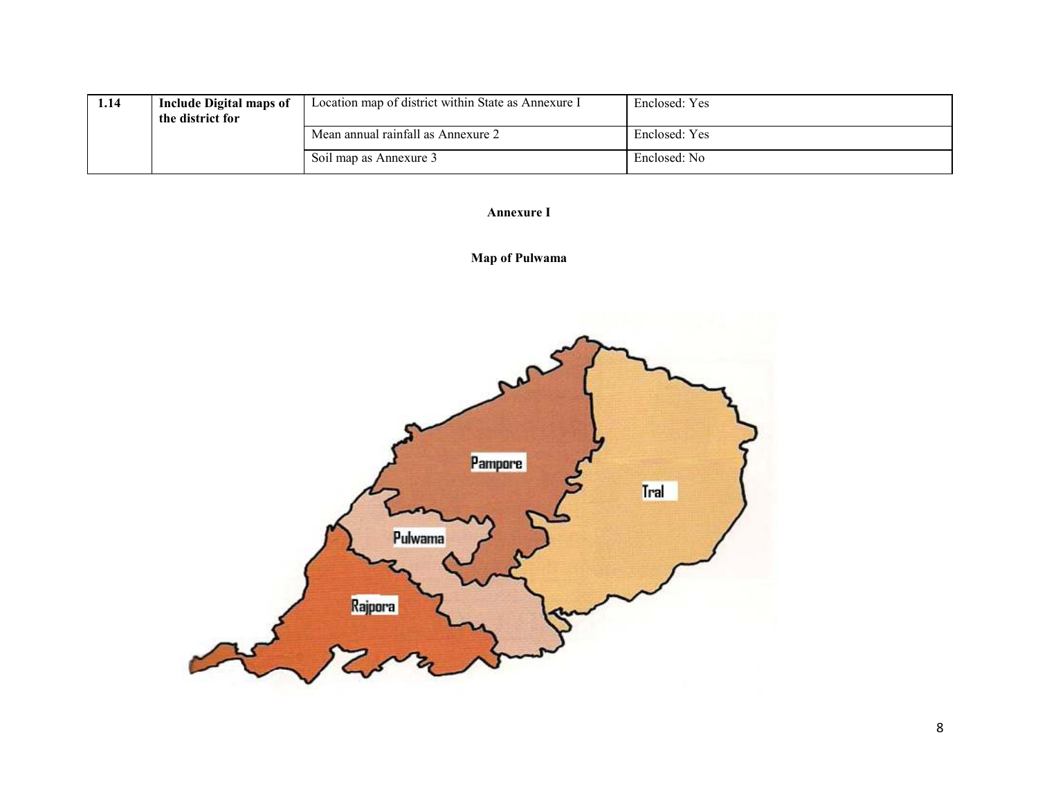| 1.14 | Include Digital maps of the district for | Location map of district within State as Annexure I | Enclosed: Yes |
|---|---|---|---|
| | | Mean annual rainfall as Annexure 2 | Enclosed: Yes |
| | | Soil map as Annexure 3 | Enclosed: No |

**Annexure I**

**Map of Pulwama**

Pampore

Tral

Pulwama

Rajpora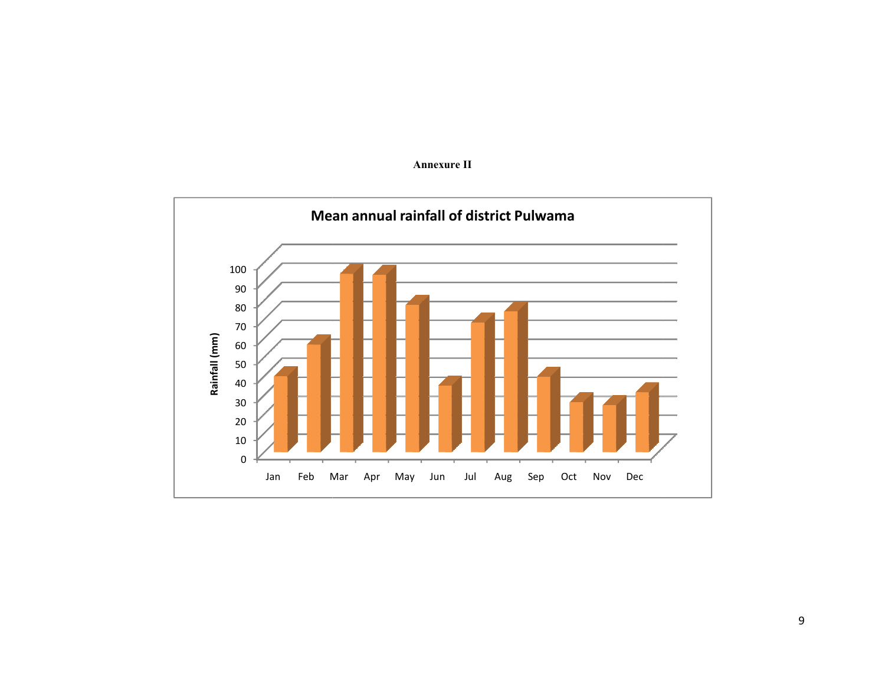**Annexure II**

**Mean annual rainfall of district Pulwama**

Rainfall (mm)

Jan Feb Mar Apr May Jun Jul Aug Sep Oct Nov Dec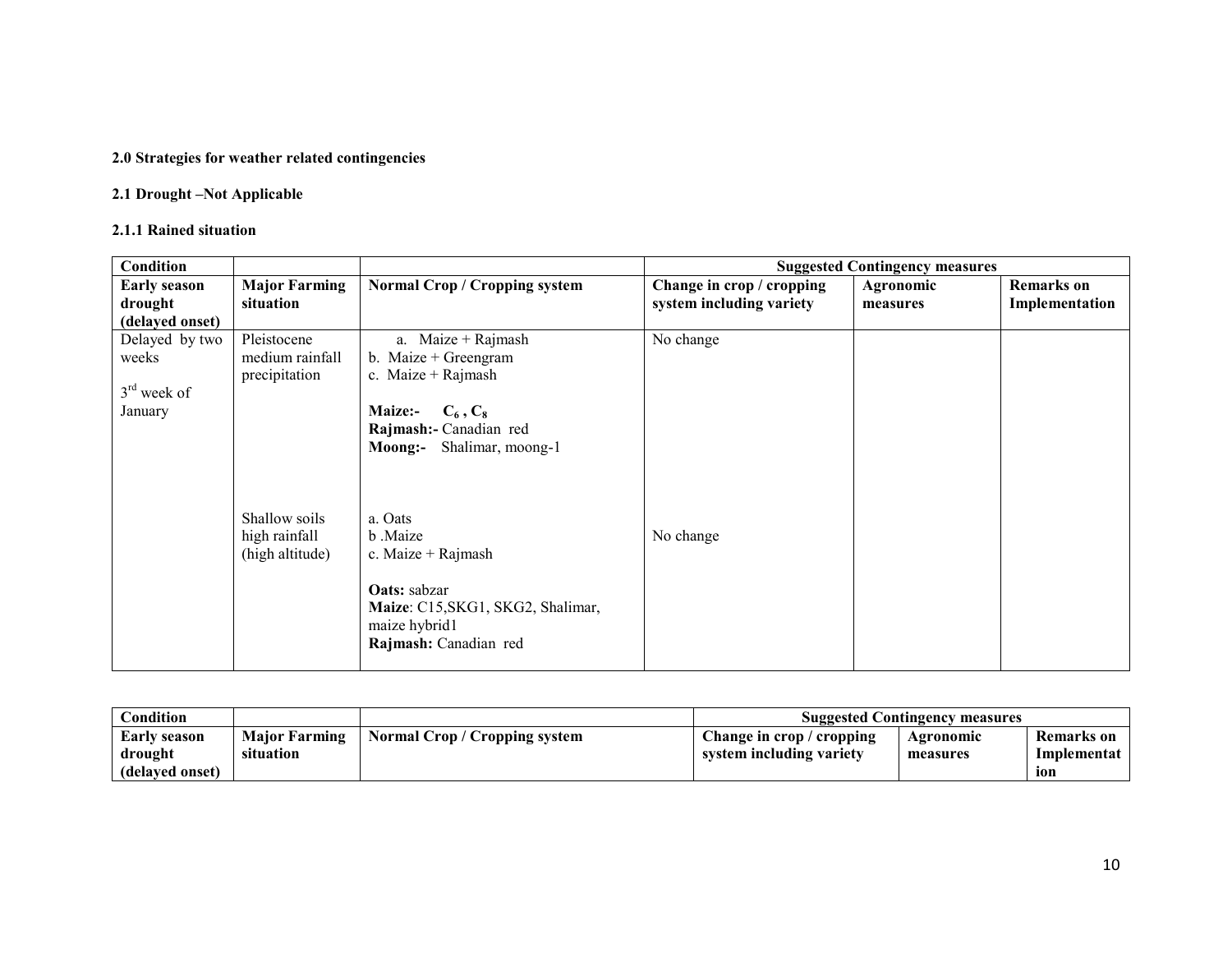**2.0 Strategies for weather related contingencies**

**2.1 Drought –Not Applicable**

**2.1.1 Rained situation**

| Condition | | | Suggested Contingency measures | | |
|---|---|---|---|---|---|
| **Early season drought (delayed onset)** | **Major Farming situation** | **Normal Crop / Cropping system** | **Change in crop / cropping system including variety** | **Agronomic measures** | **Remarks on Implementation** |
| Delayed by two weeks<br><br>3rd week of January | Pleistocene medium rainfall precipitation | a. Maize + Rajmash<br>b. Maize + Greengram<br>c. Maize + Rajmash<br><br>**Maize:-** $C_6$ , $C_8$<br>**Rajmash:-** Canadian red<br>**Moong:-** Shalimar, moong-1 | No change | | |
| | Shallow soils high rainfall (high altitude) | a. Oats<br>b .Maize<br>c. Maize + Rajmash<br><br>**Oats:** sabzar<br>**Maize**: C15,SKG1, SKG2, Shalimar, maize hybrid1<br>**Rajmash:** Canadian red | No change | | |

| Condition | | | Suggested Contingency measures | | |
|---|---|---|---|---|---|
| **Early season drought (delayed onset)** | **Major Farming situation** | **Normal Crop / Cropping system** | **Change in crop / cropping system including variety** | **Agronomic measures** | **Remarks on Implementation** |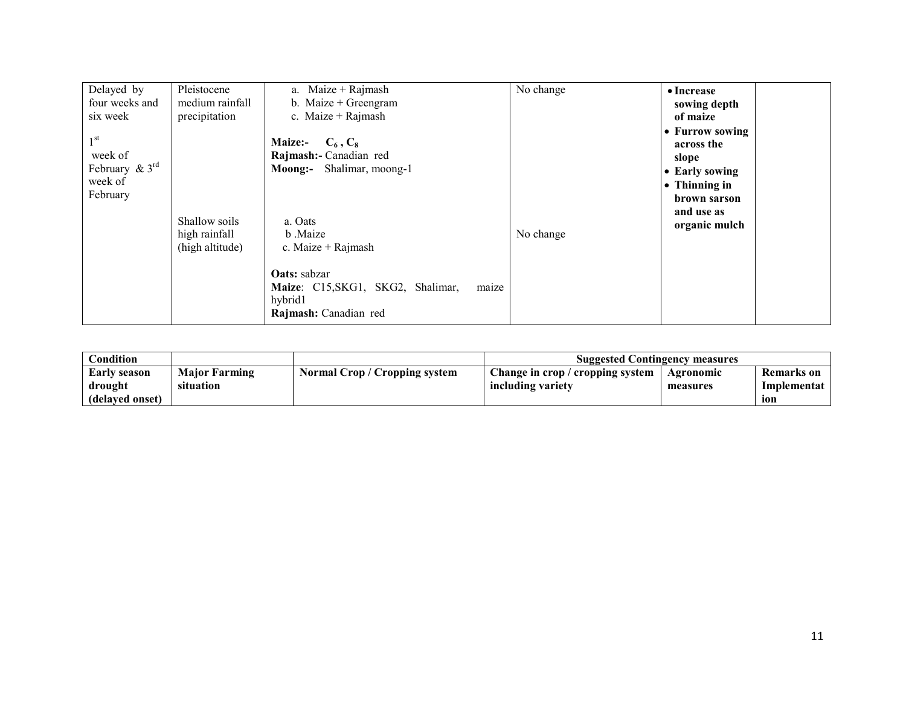| Delayed by four weeks and six week<br><br>1st week of February & 3rd week of February | Pleistocene medium rainfall precipitation | a. Maize + Rajmash<br>b. Maize + Greengram<br>c. Maize + Rajmash<br><br>**Maize:-** $C_6$ , $C_8$<br>**Rajmash:-** Canadian red<br>**Moong:-** Shalimar, moong-1 | No change | • **Increase sowing depth of maize**<br>• **Furrow sowing across the slope**<br>• **Early sowing**<br>• **Thinning in brown sarson and use as organic mulch** | |
|---|---|---|---|---|---|
| | Shallow soils high rainfall (high altitude) | a. Oats<br>b .Maize<br>c. Maize + Rajmash<br><br>**Oats:** sabzar<br>**Maize**: C15,SKG1, SKG2, Shalimar, maize hybrid1<br>**Rajmash:** Canadian red | No change | | |

| **Condition** | | | **Suggested Contingency measures** | | |
|---|---|---|---|---|---|
| **Early season drought (delayed onset)** | **Major Farming situation** | **Normal Crop / Cropping system** | **Change in crop / cropping system including variety** | **Agronomic measures** | **Remarks on Implementation** |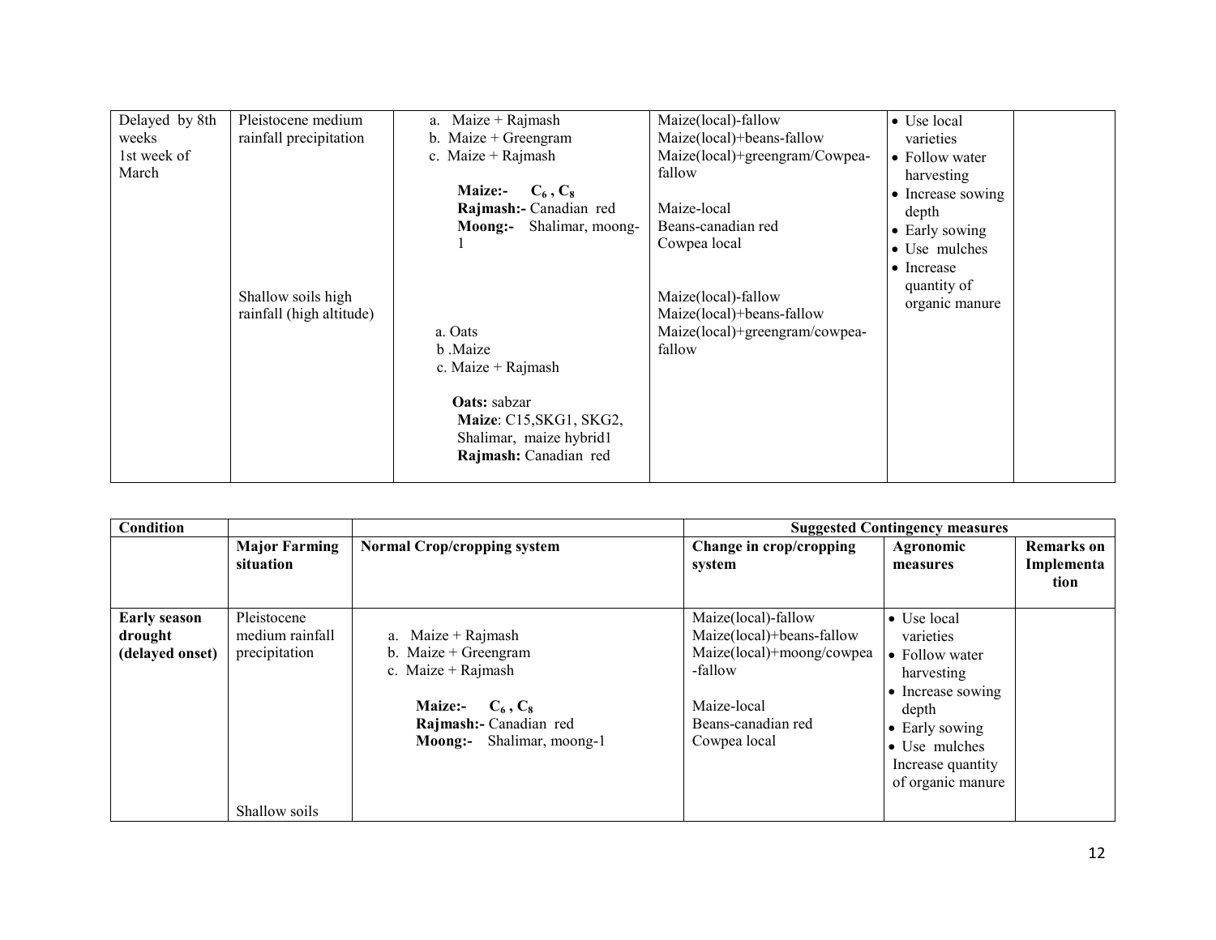| Delayed by 8th weeks<br>1st week of March | Pleistocene medium rainfall precipitation<br><br>Shallow soils high rainfall (high altitude) | a. Maize + Rajmash<br>b. Maize + Greengram<br>c. Maize + Rajmash<br>**Maize:-** $C_6$ , $C_8$<br>**Rajmash:-** Canadian red<br>**Moong:-** Shalimar, moong-1<br><br>a. Oats<br>b .Maize<br>c. Maize + Rajmash<br>**Oats:** sabzar<br>**Maize**: C15,SKG1, SKG2, Shalimar, maize hybrid1<br>**Rajmash:** Canadian red | Maize(local)-fallow<br>Maize(local)+beans-fallow<br>Maize(local)+greengram/Cowpea-fallow<br>Maize-local<br>Beans-canadian red<br>Cowpea local<br><br>Maize(local)-fallow<br>Maize(local)+beans-fallow<br>Maize(local)+greengram/cowpea-fallow | • Use local varieties<br>• Follow water harvesting<br>• Increase sowing depth<br>• Early sowing<br>• Use mulches<br>• Increase quantity of organic manure | |
|---|---|---|---|---|---|

| **Condition** | | | **Suggested Contingency measures** | | |
|---|---|---|---|---|---|
| | **Major Farming situation** | **Normal Crop/cropping system** | **Change in crop/cropping system** | **Agronomic measures** | **Remarks on Implementation** |
| **Early season drought (delayed onset)** | Pleistocene medium rainfall precipitation<br><br>Shallow soils | a. Maize + Rajmash<br>b. Maize + Greengram<br>c. Maize + Rajmash<br>**Maize:-** $C_6$ , $C_8$<br>**Rajmash:-** Canadian red<br>**Moong:-** Shalimar, moong-1 | Maize(local)-fallow<br>Maize(local)+beans-fallow<br>Maize(local)+moong/cowpea-fallow<br>Maize-local<br>Beans-canadian red<br>Cowpea local | • Use local varieties<br>• Follow water harvesting<br>• Increase sowing depth<br>• Early sowing<br>• Use mulches<br>Increase quantity of organic manure | |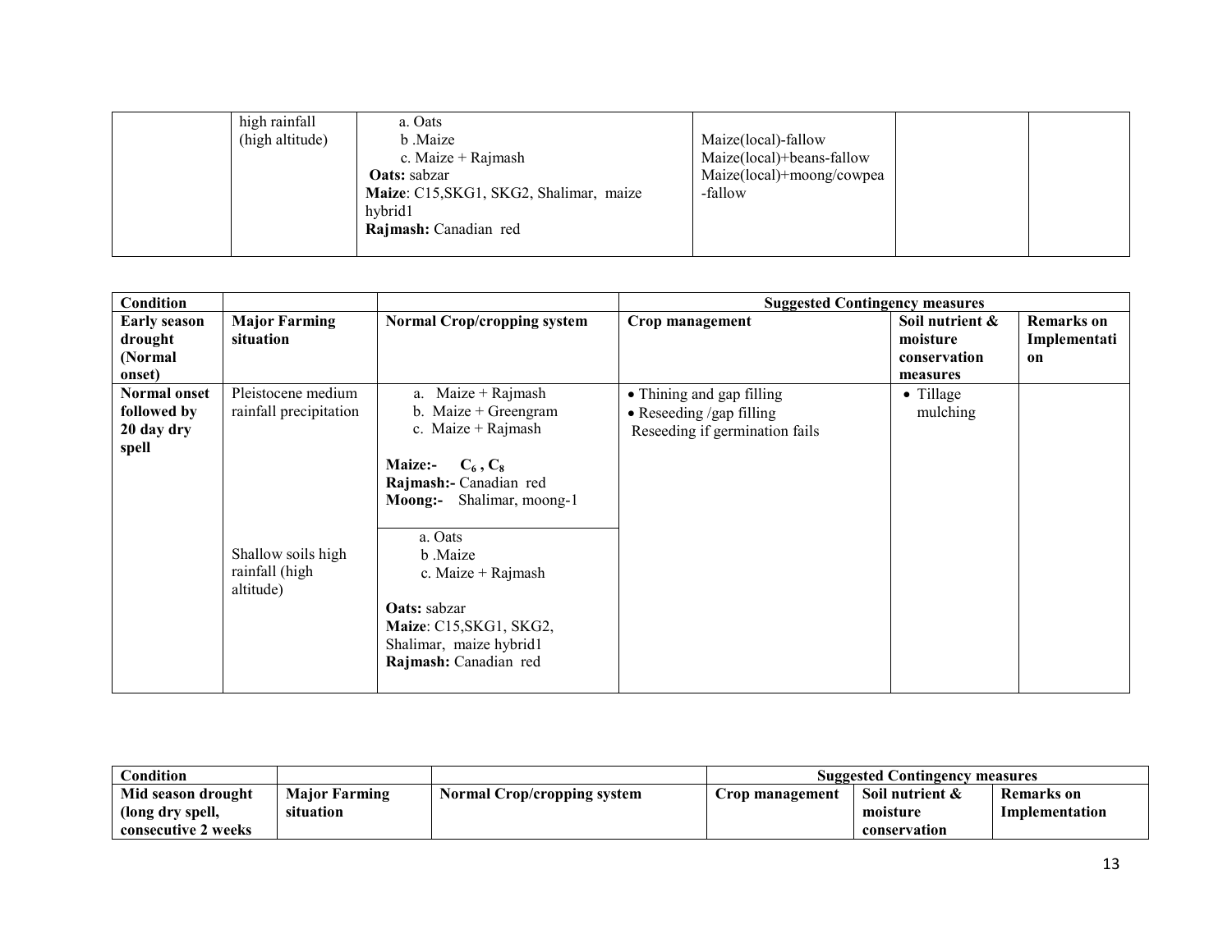| | high rainfall (high altitude) | a. Oats<br>b .Maize<br>c. Maize + Rajmash<br>**Oats:** sabzar<br>**Maize**: C15,SKG1, SKG2, Shalimar, maize hybrid1<br>**Rajmash:** Canadian red | Maize(local)-fallow<br>Maize(local)+beans-fallow<br>Maize(local)+moong/cowpea -fallow | | |
|---|---|---|---|---|---|

| **Condition** | | | **Suggested Contingency measures** | | |
|---|---|---|---|---|---|
| **Early season drought (Normal onset)** | **Major Farming situation** | **Normal Crop/cropping system** | **Crop management** | **Soil nutrient & moisture conservation measures** | **Remarks on Implementation** |
| **Normal onset followed by 20 day dry spell** | Pleistocene medium rainfall precipitation | a. Maize + Rajmash<br>b. Maize + Greengram<br>c. Maize + Rajmash<br><br>**Maize:-** $C_6$ , $C_8$<br>**Rajmash:-** Canadian red<br>**Moong:-** Shalimar, moong-1 | • Thining and gap filling<br>• Reseeding /gap filling<br>Reseeding if germination fails | • Tillage mulching | |
| | Shallow soils high rainfall (high altitude) | a. Oats<br>b .Maize<br>c. Maize + Rajmash<br><br>**Oats:** sabzar<br>**Maize**: C15,SKG1, SKG2, Shalimar, maize hybrid1<br>**Rajmash:** Canadian red | | | |

| **Condition** | | | **Suggested Contingency measures** | | |
|---|---|---|---|---|---|
| **Mid season drought (long dry spell, consecutive 2 weeks** | **Major Farming situation** | **Normal Crop/cropping system** | **Crop management** | **Soil nutrient & moisture conservation** | **Remarks on Implementation** |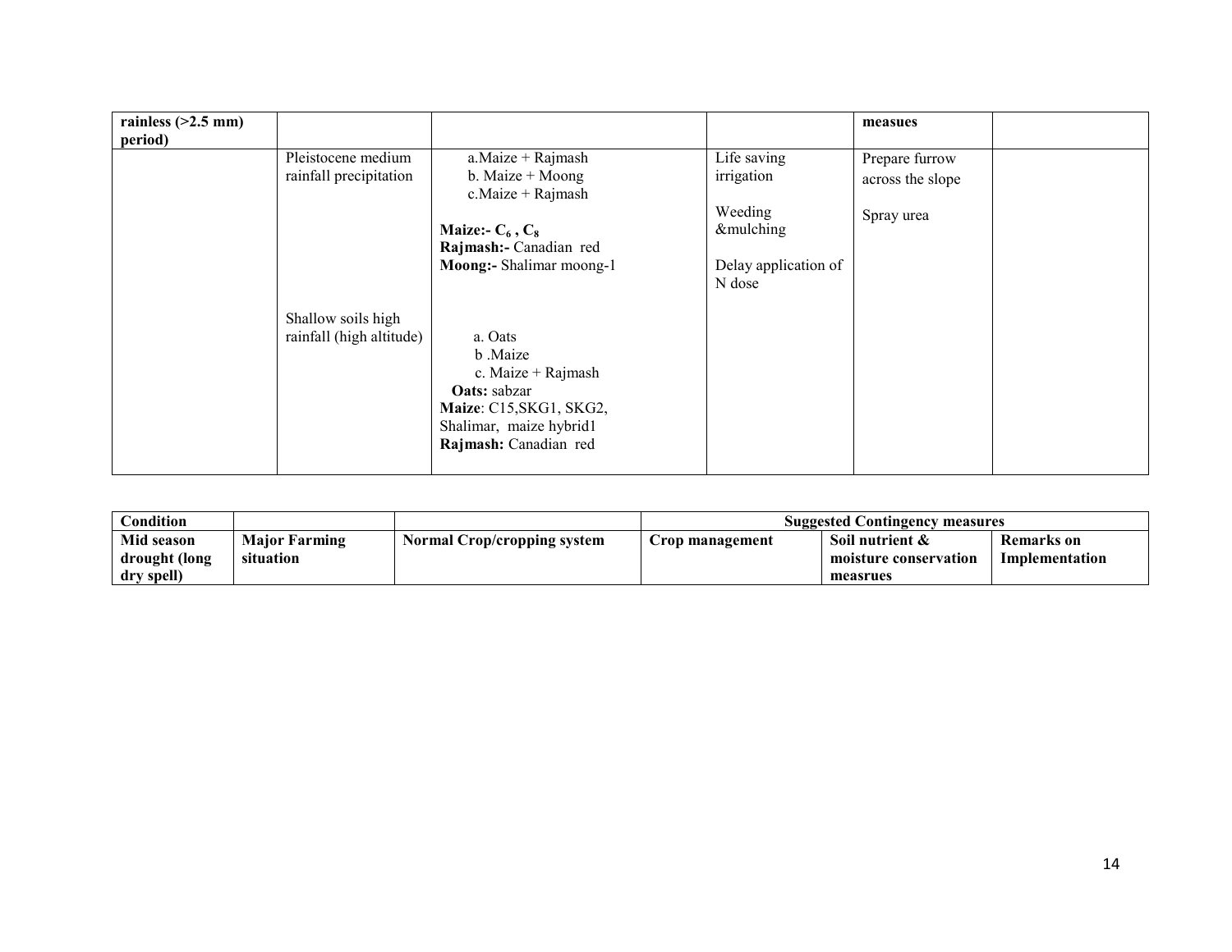| rainless (>2.5 mm) period) | | | | measues | |
|---|---|---|---|---|---|
| | Pleistocene medium rainfall precipitation | a.Maize + Rajmash<br>b. Maize + Moong<br>c.Maize + Rajmash<br><br>**Maize:-** $C_6$ , $C_8$<br>**Rajmash:-** Canadian red<br>**Moong:-** Shalimar moong-1 | Life saving irrigation<br><br>Weeding &mulching<br><br>Delay application of N dose | Prepare furrow across the slope<br><br>Spray urea | |
| | Shallow soils high rainfall (high altitude) | a. Oats<br>b .Maize<br>c. Maize + Rajmash<br>**Oats:** sabzar<br>**Maize**: C15,SKG1, SKG2, Shalimar, maize hybrid1<br>**Rajmash:** Canadian red | | | |

| Condition | | | Suggested Contingency measures | | |
|---|---|---|---|---|---|
| **Mid season drought (long dry spell)** | **Major Farming situation** | **Normal Crop/cropping system** | **Crop management** | **Soil nutrient & moisture conservation measrues** | **Remarks on Implementation** |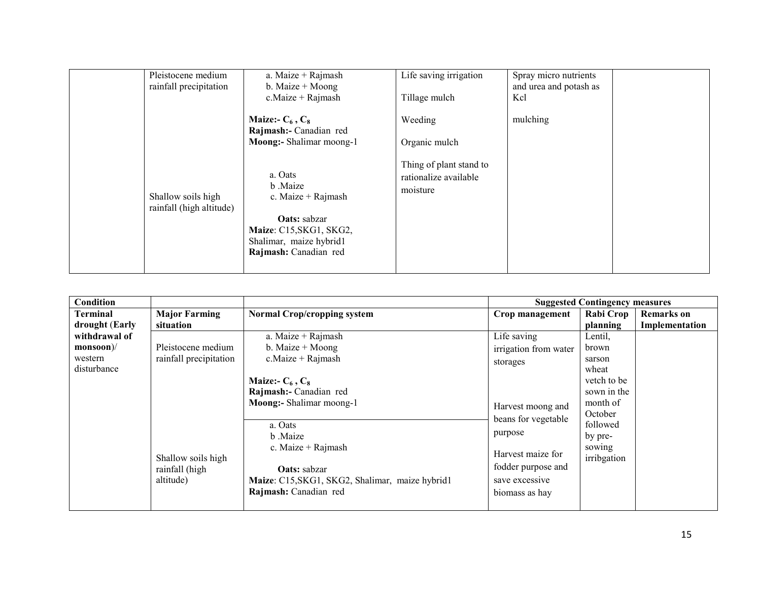| | | | | | |
|---|---|---|---|---|---|
| | Pleistocene medium rainfall precipitation | a. Maize + Rajmash<br>b. Maize + Moong<br>c.Maize + Rajmash<br><br>**Maize:-** $C_6$ , $C_8$<br>**Rajmash:-** Canadian red<br>**Moong:-** Shalimar moong-1 | Life saving irrigation<br><br>Tillage mulch<br><br>Weeding<br><br>Organic mulch<br><br>Thing of plant stand to rationalize available moisture | Spray micro nutrients and urea and potash as Kcl<br><br>mulching | |
| | Shallow soils high rainfall (high altitude) | a. Oats<br>b .Maize<br>c. Maize + Rajmash<br><br>**Oats:** sabzar<br>**Maize**: C15,SKG1, SKG2, Shalimar, maize hybrid1<br>**Rajmash:** Canadian red | | | |

| Condition | | | Suggested Contingency measures | | |
|---|---|---|---|---|---|
| **Terminal drought (Early withdrawal of monsoon)/** western disturbance | **Major Farming situation** | **Normal Crop/cropping system** | **Crop management** | **Rabi Crop planning** | **Remarks on Implementation** |
| | Pleistocene medium rainfall precipitation | a. Maize + Rajmash<br>b. Maize + Moong<br>c.Maize + Rajmash<br><br>**Maize:-** $C_6$ , $C_8$<br>**Rajmash:-** Canadian red<br>**Moong:-** Shalimar moong-1 | Life saving irrigation from water storages<br><br>Harvest moong and beans for vegetable purpose<br><br>Harvest maize for fodder purpose and save excessive biomass as hay | Lentil, brown sarson wheat vetch to be sown in the month of October followed by pre-sowing irribgation | |
| | Shallow soils high rainfall (high altitude) | a. Oats<br>b .Maize<br>c. Maize + Rajmash<br><br>**Oats:** sabzar<br>**Maize**: C15,SKG1, SKG2, Shalimar, maize hybrid1<br>**Rajmash:** Canadian red | | | |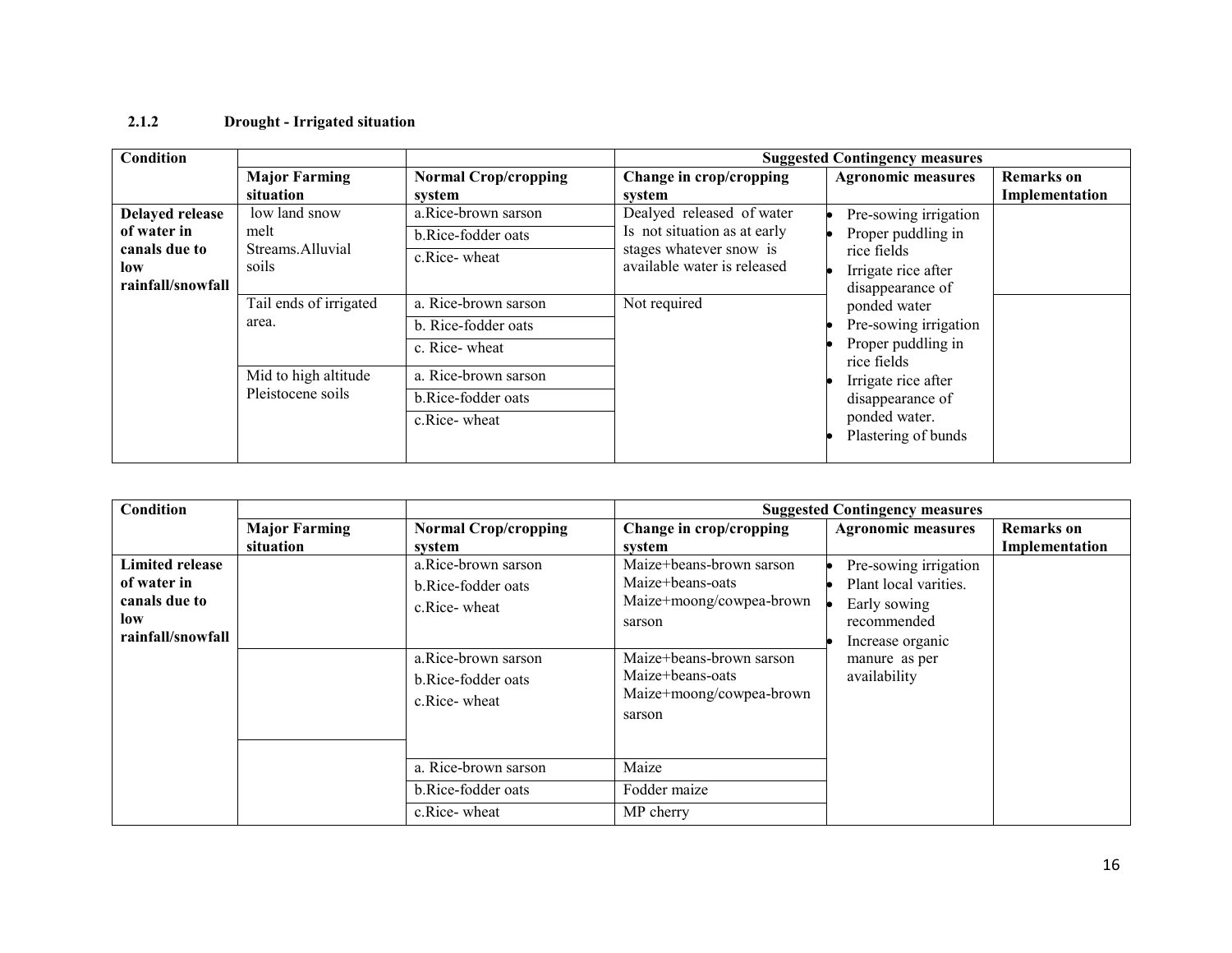### 2.1.2 Drought - Irrigated situation

| Condition | | | Suggested Contingency measures | | |
|---|---|---|---|---|---|
| | Major Farming situation | Normal Crop/cropping system | Change in crop/cropping system | Agronomic measures | Remarks on Implementation |
| Delayed release of water in canals due to low rainfall/snowfall | low land snow melt Streams.Alluvial soils | a.Rice-brown sarson<br>b.Rice-fodder oats<br>c.Rice- wheat | Dealyed released of water Is not situation as at early stages whatever snow is available water is released | • Pre-sowing irrigation<br>• Proper puddling in rice fields<br>• Irrigate rice after disappearance of ponded water | |
| | Tail ends of irrigated area. | a. Rice-brown sarson<br>b. Rice-fodder oats<br>c. Rice- wheat | Not required | • Pre-sowing irrigation<br>• Proper puddling in rice fields<br>• Irrigate rice after disappearance of ponded water.<br>• Plastering of bunds | |
| | Mid to high altitude Pleistocene soils | a. Rice-brown sarson<br>b.Rice-fodder oats<br>c.Rice- wheat | | | |

| Condition | | | Suggested Contingency measures | | |
|---|---|---|---|---|---|
| | Major Farming situation | Normal Crop/cropping system | Change in crop/cropping system | Agronomic measures | Remarks on Implementation |
| Limited release of water in canals due to low rainfall/snowfall | | a.Rice-brown sarson<br>b.Rice-fodder oats<br>c.Rice- wheat | Maize+beans-brown sarson<br>Maize+beans-oats<br>Maize+moong/cowpea-brown sarson | • Pre-sowing irrigation<br>• Plant local varities.<br>• Early sowing recommended<br>• Increase organic manure as per availability | |
| | | a.Rice-brown sarson<br>b.Rice-fodder oats<br>c.Rice- wheat | Maize+beans-brown sarson<br>Maize+beans-oats<br>Maize+moong/cowpea-brown sarson | | |
| | | a. Rice-brown sarson | Maize | | |
| | | b.Rice-fodder oats | Fodder maize | | |
| | | c.Rice- wheat | MP cherry | | |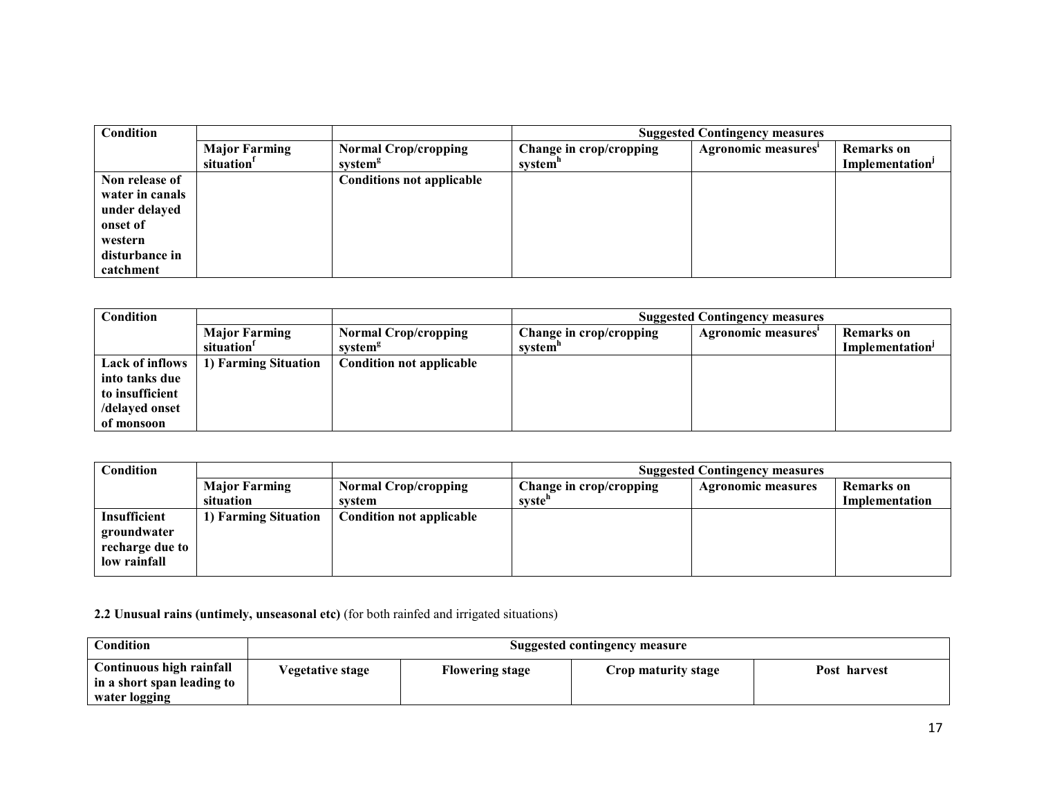| Condition | | | Suggested Contingency measures | | |
|---|---|---|---|---|---|
| | Major Farming situation[f] | Normal Crop/cropping system[g] | Change in crop/cropping system[h] | Agronomic measures[i] | Remarks on Implementation[j] |
| Non release of water in canals under delayed onset of western disturbance in catchment | | Conditions not applicable | | | |

| Condition | | | Suggested Contingency measures | | |
|---|---|---|---|---|---|
| | Major Farming situation[f] | Normal Crop/cropping system[g] | Change in crop/cropping system[h] | Agronomic measures[i] | Remarks on Implementation[j] |
| Lack of inflows into tanks due to insufficient /delayed onset of monsoon | 1) Farming Situation | Condition not applicable | | | |

| Condition | | | Suggested Contingency measures | | |
|---|---|---|---|---|---|
| | Major Farming situation | Normal Crop/cropping system | Change in crop/cropping syste[h] | Agronomic measures | Remarks on Implementation |
| Insufficient groundwater recharge due to low rainfall | 1) Farming Situation | Condition not applicable | | | |

**2.2 Unusual rains (untimely, unseasonal etc)** (for both rainfed and irrigated situations)

| Condition | Suggested contingency measure | | | |
|---|---|---|---|---|
| Continuous high rainfall in a short span leading to water logging | Vegetative stage | Flowering stage | Crop maturity stage | Post harvest |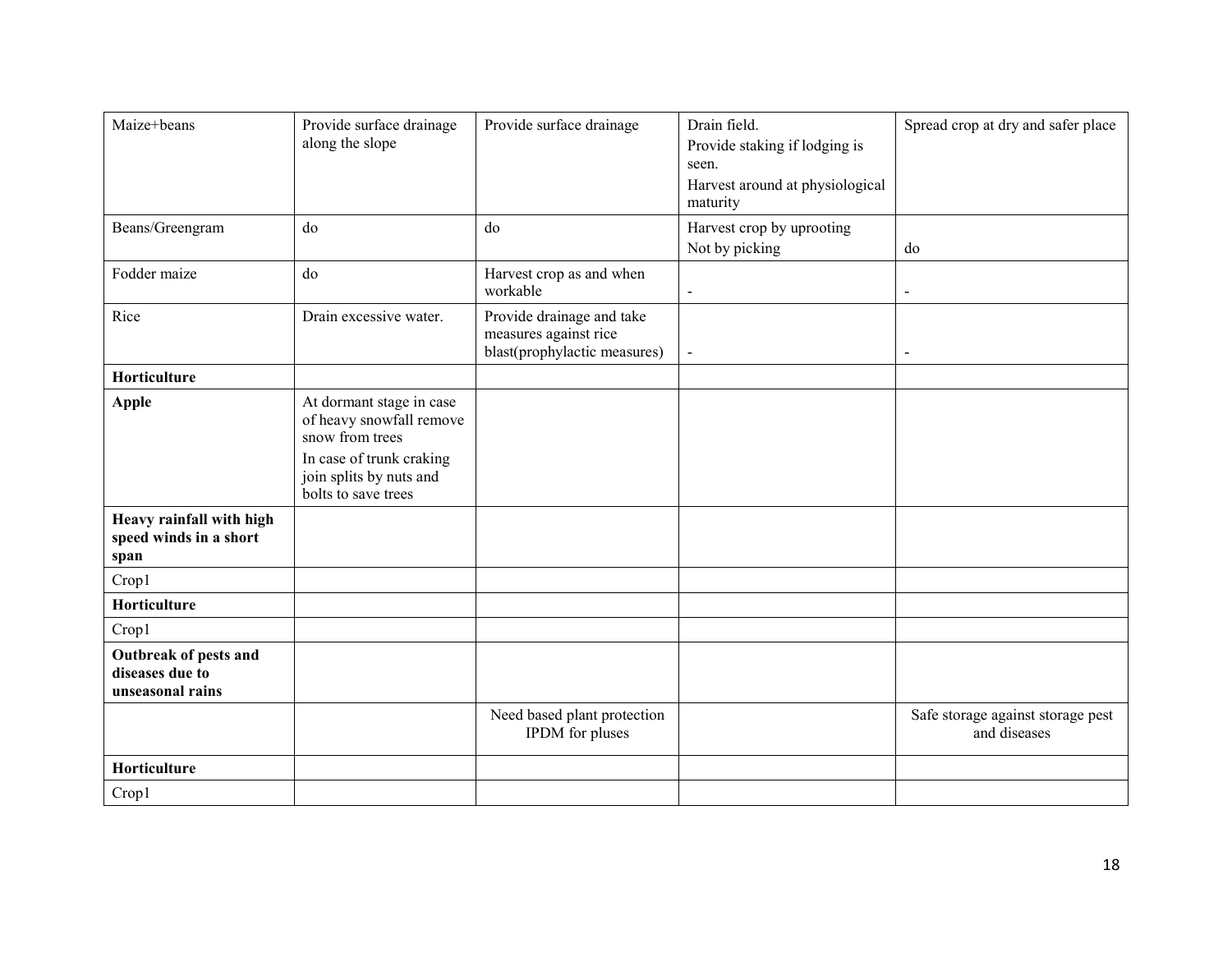| Maize+beans | Provide surface drainage along the slope | Provide surface drainage | Drain field.<br>Provide staking if lodging is seen.<br>Harvest around at physiological maturity | Spread crop at dry and safer place |
|---|---|---|---|---|
| Beans/Greengram | do | do | Harvest crop by uprooting<br>Not by picking | do |
| Fodder maize | do | Harvest crop as and when workable | - | - |
| Rice | Drain excessive water. | Provide drainage and take measures against rice blast(prophylactic measures) | - | - |
| **Horticulture** | | | | |
| **Apple** | At dormant stage in case of heavy snowfall remove snow from trees<br>In case of trunk craking join splits by nuts and bolts to save trees | | | |
| **Heavy rainfall with high speed winds in a short span** | | | | |
| Crop1 | | | | |
| **Horticulture** | | | | |
| Crop1 | | | | |
| **Outbreak of pests and diseases due to unseasonal rains** | | | | |
| | | Need based plant protection IPDM for pluses | | Safe storage against storage pest and diseases |
| **Horticulture** | | | | |
| Crop1 | | | | |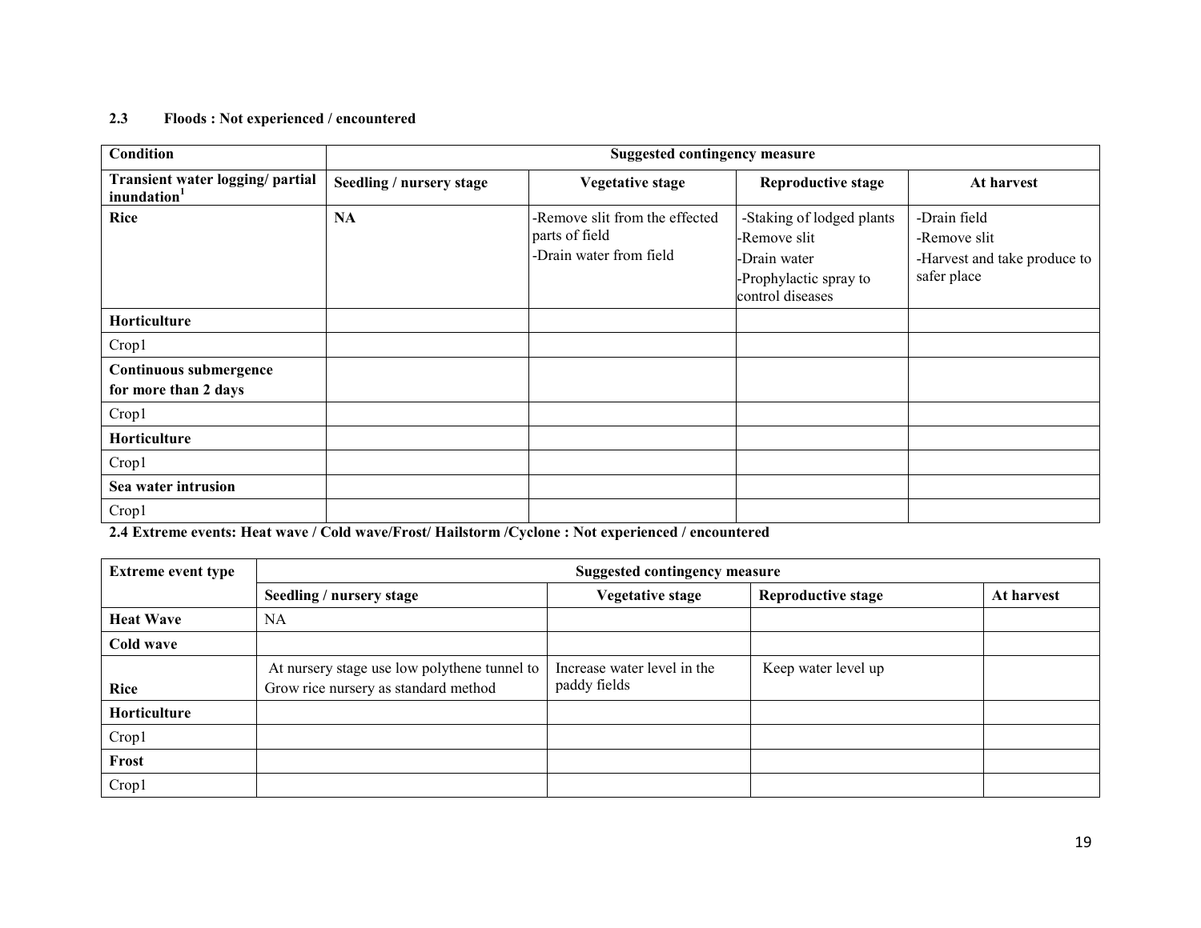### 2.3 Floods : Not experienced / encountered

| Condition | Suggested contingency measure | | | |
|---|---|---|---|---|
| **Transient water logging/ partial inundation[1]** | **Seedling / nursery stage** | **Vegetative stage** | **Reproductive stage** | **At harvest** |
| **Rice** | **NA** | -Remove slit from the effected parts of field<br>-Drain water from field | -Staking of lodged plants<br>-Remove slit<br>-Drain water<br>-Prophylactic spray to control diseases | -Drain field<br>-Remove slit<br>-Harvest and take produce to safer place |
| **Horticulture** | | | | |
| Crop1 | | | | |
| **Continuous submergence for more than 2 days** | | | | |
| Crop1 | | | | |
| **Horticulture** | | | | |
| Crop1 | | | | |
| **Sea water intrusion** | | | | |
| Crop1 | | | | |

### 2.4 Extreme events: Heat wave / Cold wave/Frost/ Hailstorm /Cyclone : Not experienced / encountered

| Extreme event type | Suggested contingency measure | | | |
|---|---|---|---|---|
| | **Seedling / nursery stage** | **Vegetative stage** | **Reproductive stage** | **At harvest** |
| **Heat Wave** | NA | | | |
| **Cold wave** | | | | |
| **Rice** | At nursery stage use low polythene tunnel to Grow rice nursery as standard method | Increase water level in the paddy fields | Keep water level up | |
| **Horticulture** | | | | |
| Crop1 | | | | |
| **Frost** | | | | |
| Crop1 | | | | |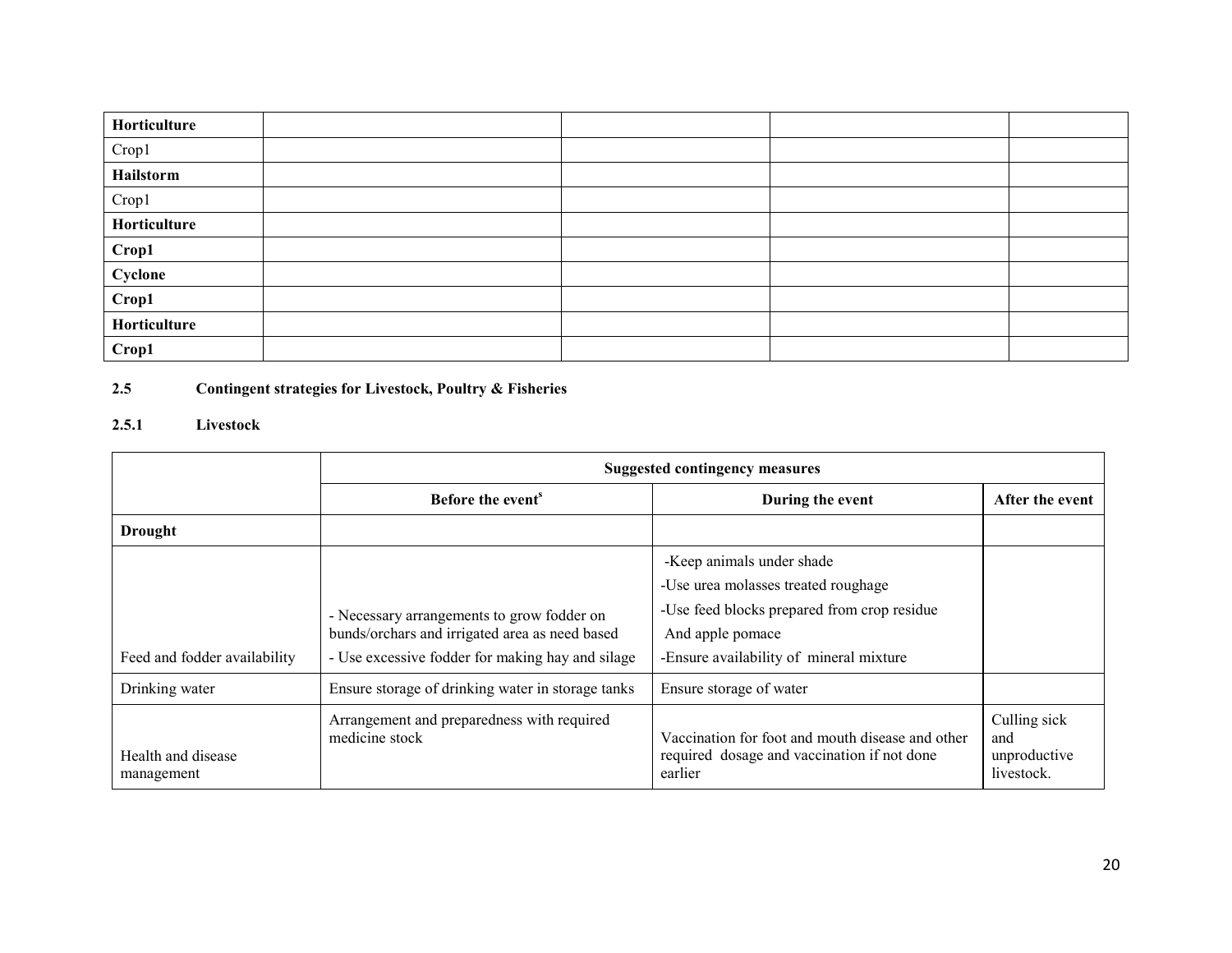| Horticulture | | | | |
|---|---|---|---|---|
| Crop1 | | | | |
| **Hailstorm** | | | | |
| Crop1 | | | | |
| **Horticulture** | | | | |
| **Crop1** | | | | |
| **Cyclone** | | | | |
| **Crop1** | | | | |
| **Horticulture** | | | | |
| **Crop1** | | | | |

**2.5 Contingent strategies for Livestock, Poultry & Fisheries**

**2.5.1 Livestock**

| | Suggested contingency measures | | |
|---|---|---|---|
| | **Before the event[s]** | **During the event** | **After the event** |
| **Drought** | | | |
| Feed and fodder availability | - Necessary arrangements to grow fodder on bunds/orchars and irrigated area as need based<br>- Use excessive fodder for making hay and silage | -Keep animals under shade<br>-Use urea molasses treated roughage<br>-Use feed blocks prepared from crop residue And apple pomace<br>-Ensure availability of mineral mixture | |
| Drinking water | Ensure storage of drinking water in storage tanks | Ensure storage of water | |
| Health and disease management | Arrangement and preparedness with required medicine stock | Vaccination for foot and mouth disease and other required dosage and vaccination if not done earlier | Culling sick and unproductive livestock. |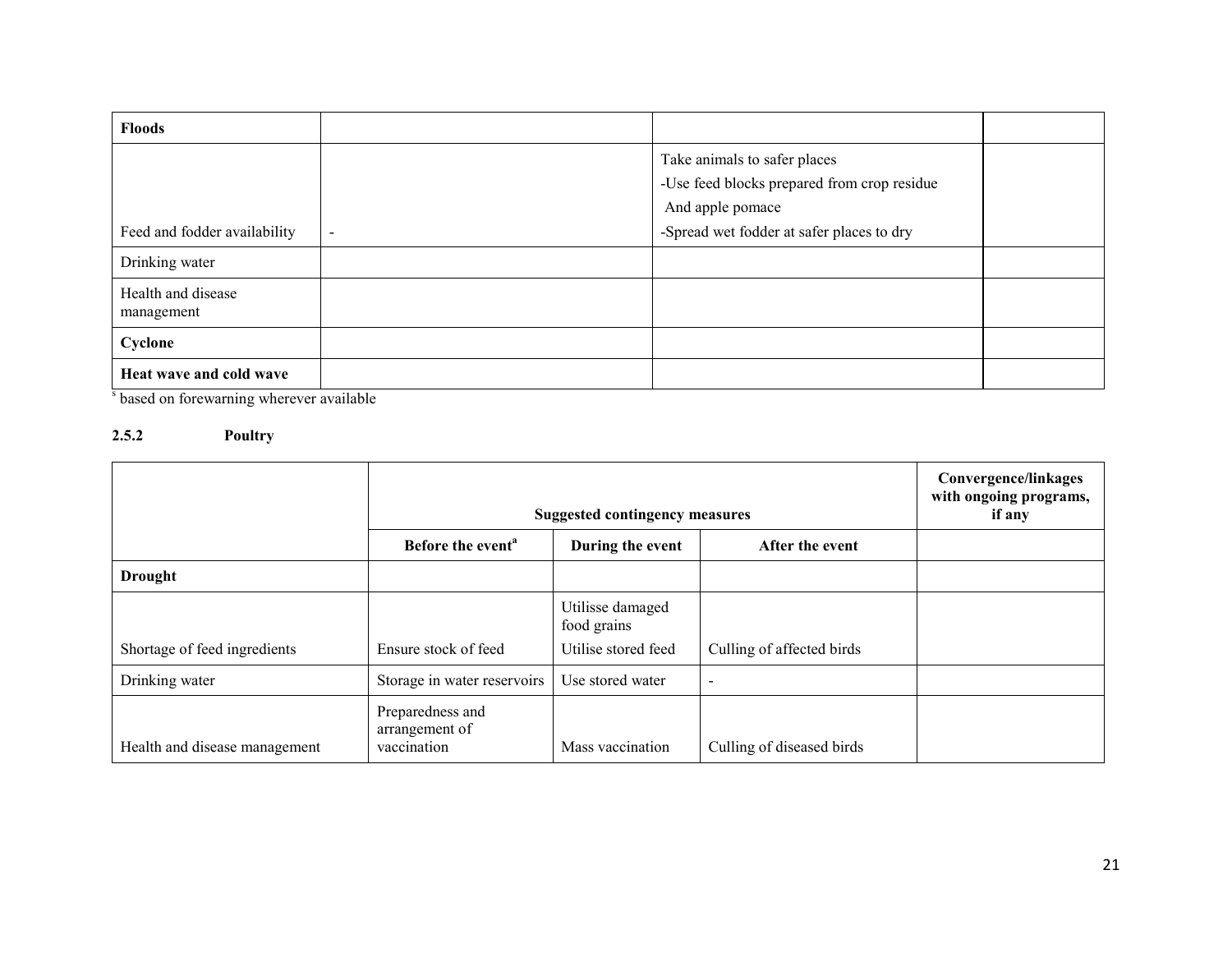| Floods | | | |
|---|---|---|---|
| Feed and fodder availability | - | Take animals to safer places<br>-Use feed blocks prepared from crop residue And apple pomace<br>-Spread wet fodder at safer places to dry | |
| Drinking water | | | |
| Health and disease management | | | |
| **Cyclone** | | | |
| **Heat wave and cold wave** | | | |

[s] based on forewarning wherever available

### 2.5.2 Poultry

| | Suggested contingency measures | | | Convergence/linkages with ongoing programs, if any |
|---|---|---|---|---|
| | **Before the event[a]** | **During the event** | **After the event** | |
| **Drought** | | | | |
| Shortage of feed ingredients | Ensure stock of feed | Utilisse damaged food grains<br>Utilise stored feed | Culling of affected birds | |
| Drinking water | Storage in water reservoirs | Use stored water | - | |
| Health and disease management | Preparedness and arrangement of vaccination | Mass vaccination | Culling of diseased birds | |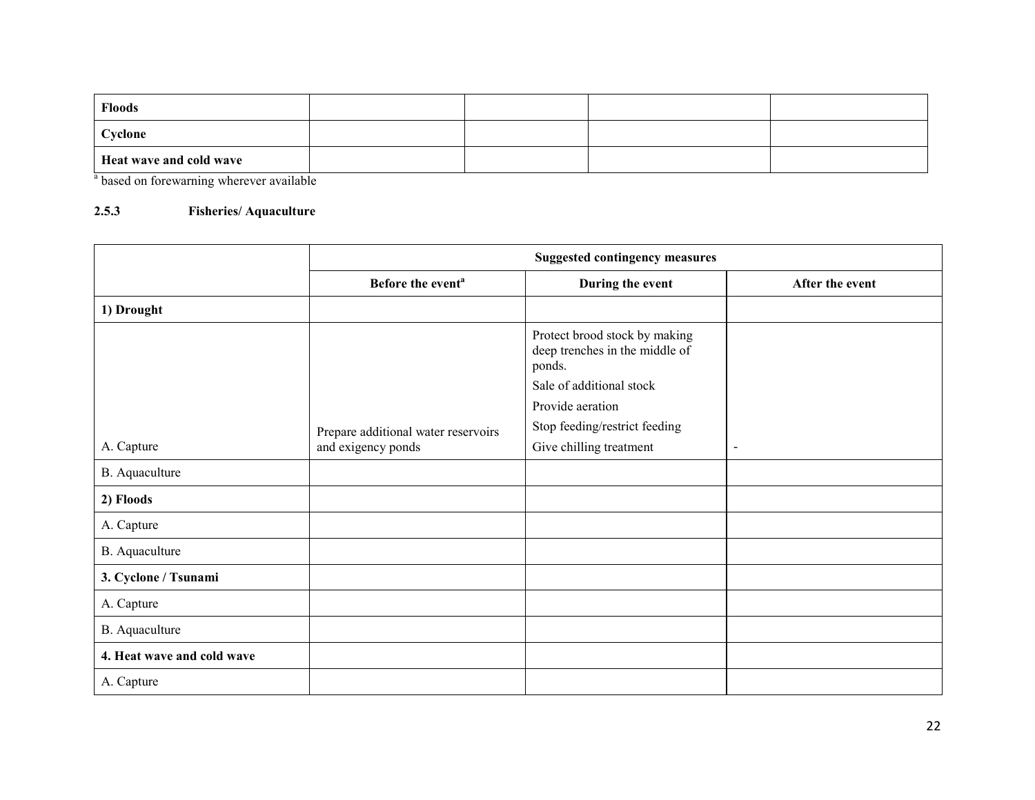| Floods | | | | |
|---|---|---|---|---|
| Cyclone | | | | |
| Heat wave and cold wave | | | | |

[a] based on forewarning wherever available

### 2.5.3 Fisheries/ Aquaculture

| | Suggested contingency measures | | |
|---|---|---|---|
| | Before the event[a] | During the event | After the event |
| **1) Drought** | | | |
| A. Capture | Prepare additional water reservoirs and exigency ponds | Protect brood stock by making deep trenches in the middle of ponds.<br>Sale of additional stock<br>Provide aeration<br>Stop feeding/restrict feeding<br>Give chilling treatment | - |
| B. Aquaculture | | | |
| **2) Floods** | | | |
| A. Capture | | | |
| B. Aquaculture | | | |
| **3. Cyclone / Tsunami** | | | |
| A. Capture | | | |
| B. Aquaculture | | | |
| **4. Heat wave and cold wave** | | | |
| A. Capture | | | |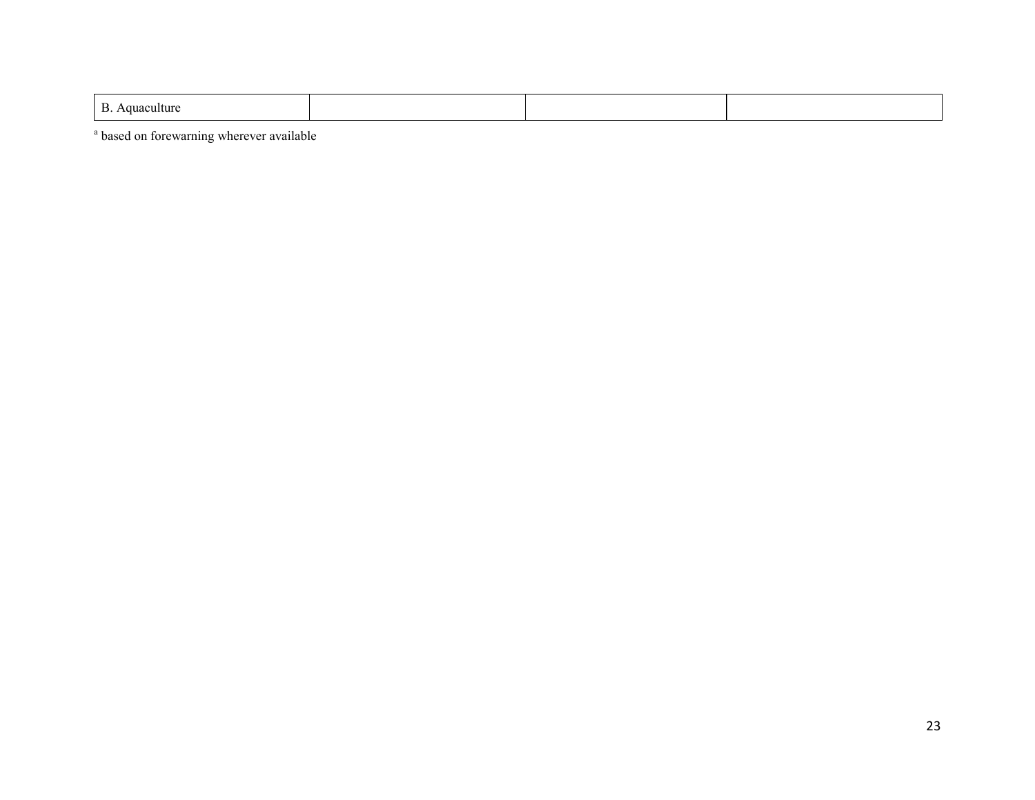| | | | |
|---|---|---|---|
| B. Aquaculture | | | |

[a] based on forewarning wherever available